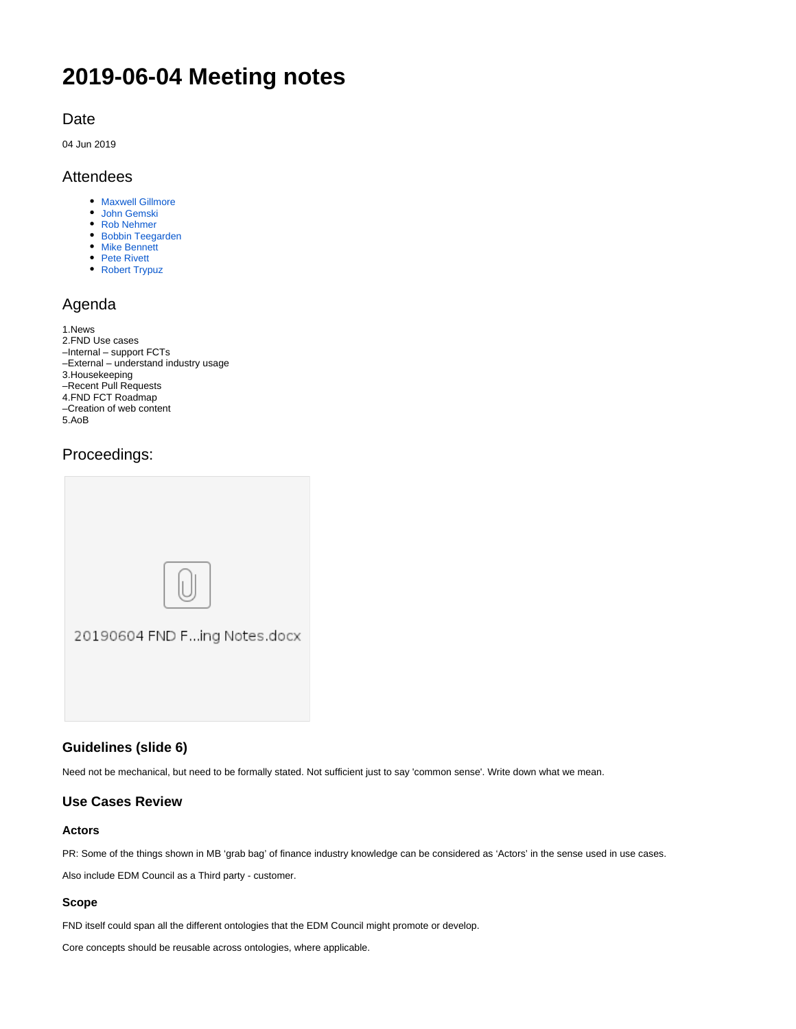# 2019-06-04 Meeting notes

## Date

04 Jun 2019

## Attendees

- Maxwell Gillmore
- John Gemski
- Rob Nehmer
- Bobbin Teegarden
- Mike Bennett
- Pete Rivett
- Robert Trypuz

## Agenda

1.News
2.FND Use cases
–Internal – support FCTs
–External – understand industry usage
3.Housekeeping
–Recent Pull Requests
4.FND FCT Roadmap
–Creation of web content
5.AoB

## Proceedings:

20190604 FND F...ing Notes.docx

### Guidelines (slide 6)

Need not be mechanical, but need to be formally stated. Not sufficient just to say 'common sense'. Write down what we mean.

### Use Cases Review

#### Actors

PR: Some of the things shown in MB 'grab bag' of finance industry knowledge can be considered as 'Actors' in the sense used in use cases.

Also include EDM Council as a Third party - customer.

#### Scope

FND itself could span all the different ontologies that the EDM Council might promote or develop.

Core concepts should be reusable across ontologies, where applicable.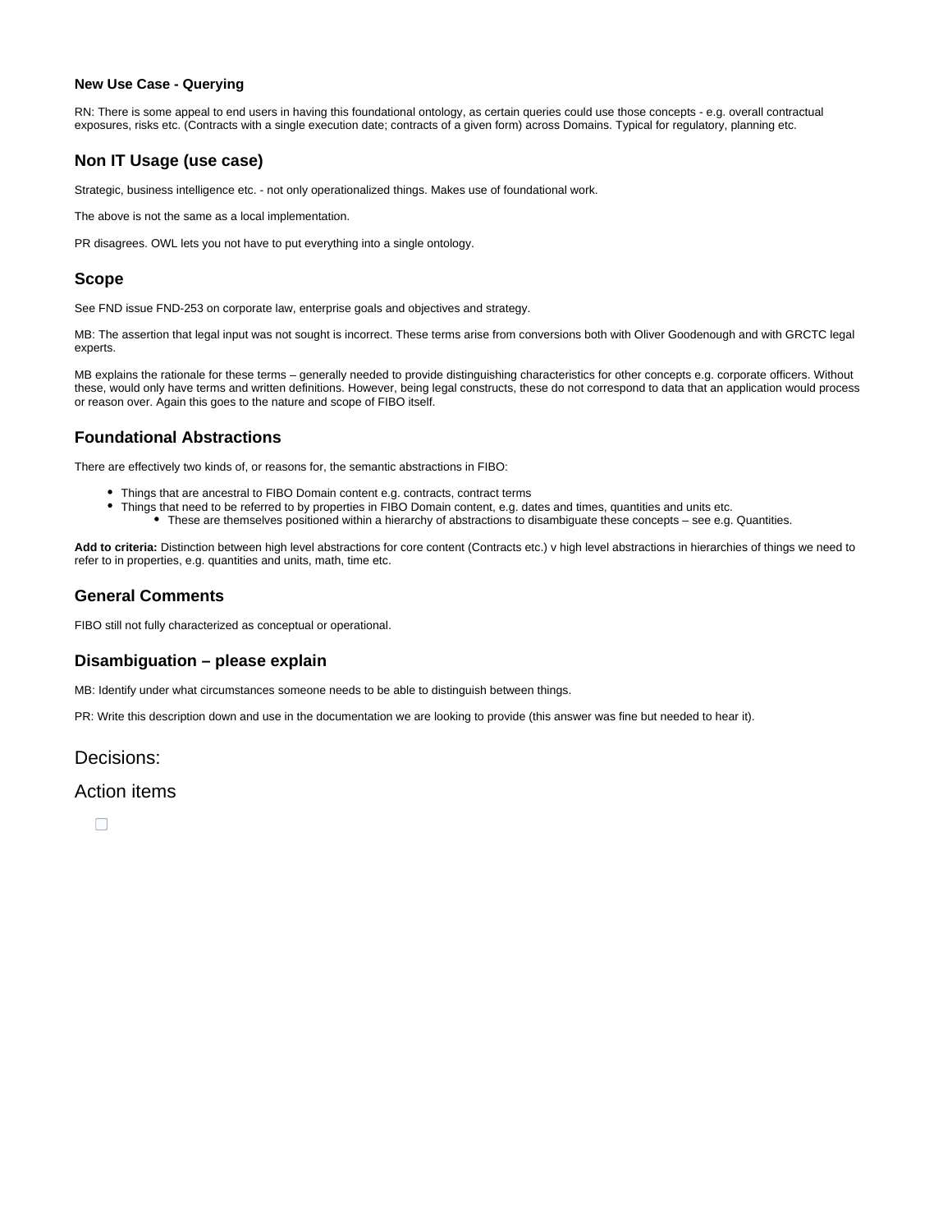#### New Use Case - Querying

RN: There is some appeal to end users in having this foundational ontology, as certain queries could use those concepts - e.g. overall contractual exposures, risks etc. (Contracts with a single execution date; contracts of a given form) across Domains. Typical for regulatory, planning etc.

### Non IT Usage (use case)

Strategic, business intelligence etc. - not only operationalized things. Makes use of foundational work.

The above is not the same as a local implementation.

PR disagrees. OWL lets you not have to put everything into a single ontology.

### Scope

See FND issue FND-253 on corporate law, enterprise goals and objectives and strategy.

MB: The assertion that legal input was not sought is incorrect. These terms arise from conversions both with Oliver Goodenough and with GRCTC legal experts.

MB explains the rationale for these terms – generally needed to provide distinguishing characteristics for other concepts e.g. corporate officers. Without these, would only have terms and written definitions. However, being legal constructs, these do not correspond to data that an application would process or reason over. Again this goes to the nature and scope of FIBO itself.

### Foundational Abstractions

There are effectively two kinds of, or reasons for, the semantic abstractions in FIBO:

- Things that are ancestral to FIBO Domain content e.g. contracts, contract terms
- Things that need to be referred to by properties in FIBO Domain content, e.g. dates and times, quantities and units etc.
  - These are themselves positioned within a hierarchy of abstractions to disambiguate these concepts – see e.g. Quantities.

**Add to criteria:** Distinction between high level abstractions for core content (Contracts etc.) v high level abstractions in hierarchies of things we need to refer to in properties, e.g. quantities and units, math, time etc.

### General Comments

FIBO still not fully characterized as conceptual or operational.

### Disambiguation – please explain

MB: Identify under what circumstances someone needs to be able to distinguish between things.

PR: Write this description down and use in the documentation we are looking to provide (this answer was fine but needed to hear it).

## Decisions:

## Action items

- [ ]